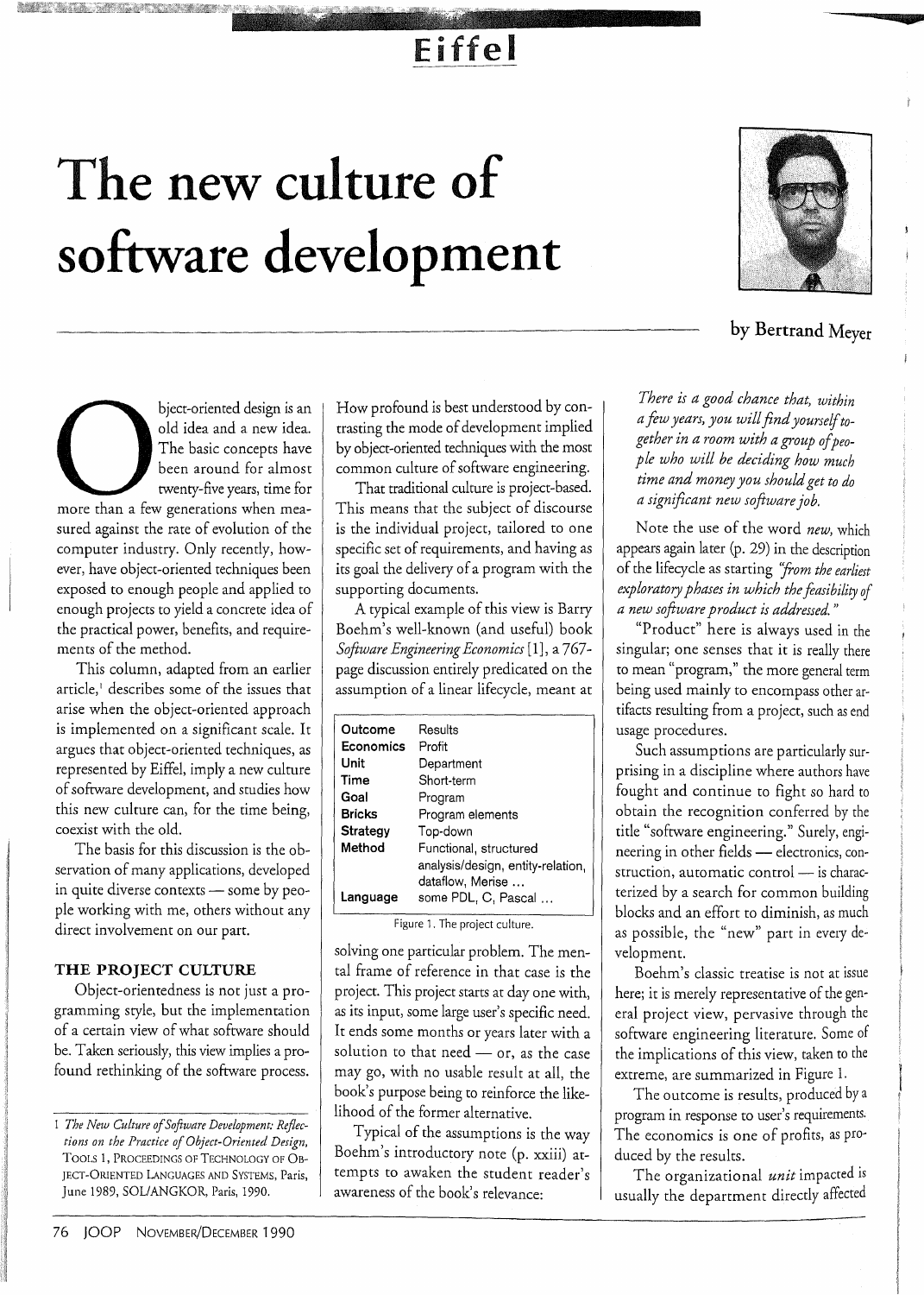# The new culture of software development

by Bertrand Meyer

Object-oriented design is an old idea and a new idea. The basic concepts have been around for almost twenty-five years, time for more than a few generations when measured against the rate of evolution of the computer industry. Only recently, however, have object-oriented techniques been exposed to enough people and applied to enough projects to yield a concrete idea of the practical power, benefits, and requirements of the method.

This column, adapted from an earlier article,[1] describes some of the issues that arise when the object-oriented approach is implemented on a significant scale. It argues that object-oriented techniques, as represented by Eiffel, imply a new culture of software development, and studies how this new culture can, for the time being, coexist with the old.

The basis for this discussion is the observation of many applications, developed in quite diverse contexts — some by people working with me, others without any direct involvement on our part.

## THE PROJECT CULTURE

Object-orientedness is not just a programming style, but the implementation of a certain view of what software should be. Taken seriously, this view implies a profound rethinking of the software process. How profound is best understood by contrasting the mode of development implied by object-oriented techniques with the most common culture of software engineering.

That traditional culture is project-based. This means that the subject of discourse is the individual project, tailored to one specific set of requirements, and having as its goal the delivery of a program with the supporting documents.

A typical example of this view is Barry Boehm's well-known (and useful) book *Software Engineering Economics* [1], a 767-page discussion entirely predicated on the assumption of a linear lifecycle, meant at solving one particular problem. The mental frame of reference in that case is the project. This project starts at day one with, as its input, some large user's specific need. It ends some months or years later with a solution to that need — or, as the case may go, with no usable result at all, the book's purpose being to reinforce the likelihood of the former alternative.

| | |
|---|---|
| **Outcome** | Results |
| **Economics** | Profit |
| **Unit** | Department |
| **Time** | Short-term |
| **Goal** | Program |
| **Bricks** | Program elements |
| **Strategy** | Top-down |
| **Method** | Functional, structured analysis/design, entity-relation, dataflow, Merise ... |
| **Language** | some PDL, C, Pascal ... |

Figure 1. The project culture.

Typical of the assumptions is the way Boehm's introductory note (p. xxiii) attempts to awaken the student reader's awareness of the book's relevance:

> *There is a good chance that, within a few years, you will find yourself together in a room with a group of people who will be deciding how much time and money you should get to do a significant new software job.*

Note the use of the word *new*, which appears again later (p. 29) in the description of the lifecycle as starting *"from the earliest exploratory phases in which the feasibility of a new software product is addressed."*

"Product" here is always used in the singular; one senses that it is really there to mean "program," the more general term being used mainly to encompass other artifacts resulting from a project, such as end usage procedures.

Such assumptions are particularly surprising in a discipline where authors have fought and continue to fight so hard to obtain the recognition conferred by the title "software engineering." Surely, engineering in other fields — electronics, construction, automatic control — is characterized by a search for common building blocks and an effort to diminish, as much as possible, the "new" part in every development.

Boehm's classic treatise is not at issue here; it is merely representative of the general project view, pervasive through the software engineering literature. Some of the implications of this view, taken to the extreme, are summarized in Figure 1.

The outcome is results, produced by a program in response to user's requirements. The economics is one of profits, as produced by the results.

The organizational *unit* impacted is usually the department directly affected

---

[1] *The New Culture of Software Development: Reflections on the Practice of Object-Oriented Design*, TOOLS 1, PROCEEDINGS OF TECHNOLOGY OF OBJECT-ORIENTED LANGUAGES AND SYSTEMS, Paris, June 1989, SOL/ANGKOR, Paris, 1990.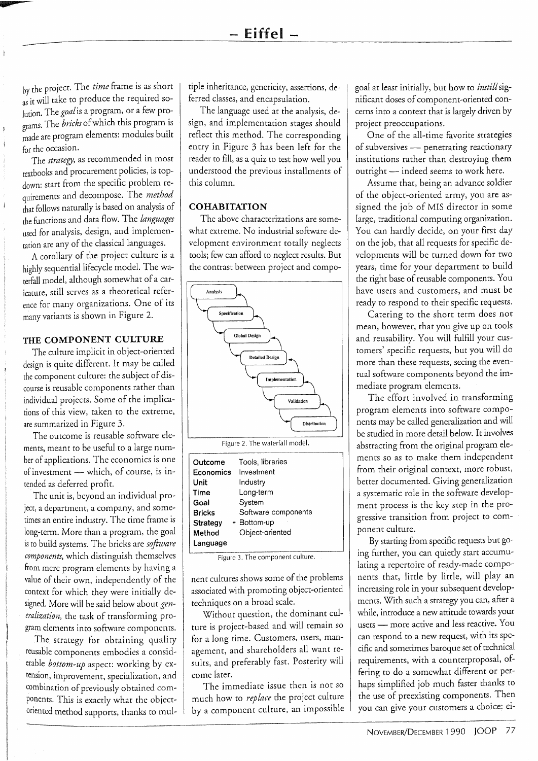by the project. The *time* frame is as short as it will take to produce the required solution. The *goal* is a program, or a few programs. The *bricks* of which this program is made are program elements: modules built for the occasion.

The *strategy*, as recommended in most textbooks and procurement policies, is top-down: start from the specific problem requirements and decompose. The *method* that follows naturally is based on analysis of the functions and data flow. The *languages* used for analysis, design, and implementation are any of the classical languages.

A corollary of the project culture is a highly sequential lifecycle model. The waterfall model, although somewhat of a caricature, still serves as a theoretical reference for many organizations. One of its many variants is shown in Figure 2.

## THE COMPONENT CULTURE

The culture implicit in object-oriented design is quite different. It may be called the component culture: the subject of discourse is reusable components rather than individual projects. Some of the implications of this view, taken to the extreme, are summarized in Figure 3.

The outcome is reusable software elements, meant to be useful to a large number of applications. The economics is one of investment — which, of course, is intended as deferred profit.

The unit is, beyond an individual project, a department, a company, and sometimes an entire industry. The time frame is long-term. More than a program, the goal is to build systems. The bricks are *software components*, which distinguish themselves from mere program elements by having a value of their own, independently of the context for which they were initially designed. More will be said below about *generalization*, the task of transforming program elements into software components.

The strategy for obtaining quality reusable components embodies a considerable *bottom-up* aspect: working by extension, improvement, specialization, and combination of previously obtained components. This is exactly what the object-oriented method supports, thanks to multiple inheritance, genericity, assertions, deferred classes, and encapsulation.

The language used at the analysis, design, and implementation stages should reflect this method. The corresponding entry in Figure 3 has been left for the reader to fill, as a quiz to test how well you understood the previous installments of this column.

## COHABITATION

The above characterizations are somewhat extreme. No industrial software development environment totally neglects tools; few can afford to neglect results. But the contrast between project and component cultures shows some of the problems associated with promoting object-oriented techniques on a broad scale.

Analysis → Specification → Global Design → Detailed Design → Implementation → Validation → Distribution

Figure 2. The waterfall model.

| | |
|---|---|
| **Outcome** | Tools, libraries |
| **Economics** | Investment |
| **Unit** | Industry |
| **Time** | Long-term |
| **Goal** | System |
| **Bricks** | Software components |
| **Strategy** | Bottom-up |
| **Method** | Object-oriented |
| **Language** | |

Figure 3. The component culture.

Without question, the dominant culture is project-based and will remain so for a long time. Customers, users, management, and shareholders all want results, and preferably fast. Posterity will come later.

The immediate issue then is not so much how to *replace* the project culture by a component culture, an impossible goal at least initially, but how to *instill* significant doses of component-oriented concerns into a context that is largely driven by project preoccupations.

One of the all-time favorite strategies of subversives — penetrating reactionary institutions rather than destroying them outright — indeed seems to work here.

Assume that, being an advance soldier of the object-oriented army, you are assigned the job of MIS director in some large, traditional computing organization. You can hardly decide, on your first day on the job, that all requests for specific developments will be turned down for two years, time for your department to build the right base of reusable components. You have users and customers, and must be ready to respond to their specific requests.

Catering to the short term does not mean, however, that you give up on tools and reusability. You will fulfill your customers' specific requests, but you will do more than these requests, seeing the eventual software components beyond the immediate program elements.

The effort involved in transforming program elements into software components may be called generalization and will be studied in more detail below. It involves abstracting from the original program elements so as to make them independent from their original context, more robust, better documented. Giving generalization a systematic role in the software development process is the key step in the progressive transition from project to component culture.

By starting from specific requests but going further, you can quietly start accumulating a repertoire of ready-made components that, little by little, will play an increasing role in your subsequent developments. With such a strategy you can, after a while, introduce a new attitude towards your users — more active and less reactive. You can respond to a new request, with its specific and sometimes baroque set of technical requirements, with a counterproposal, offering to do a somewhat different or perhaps simplified job much faster thanks to the use of preexisting components. Then you can give your customers a choice: ei-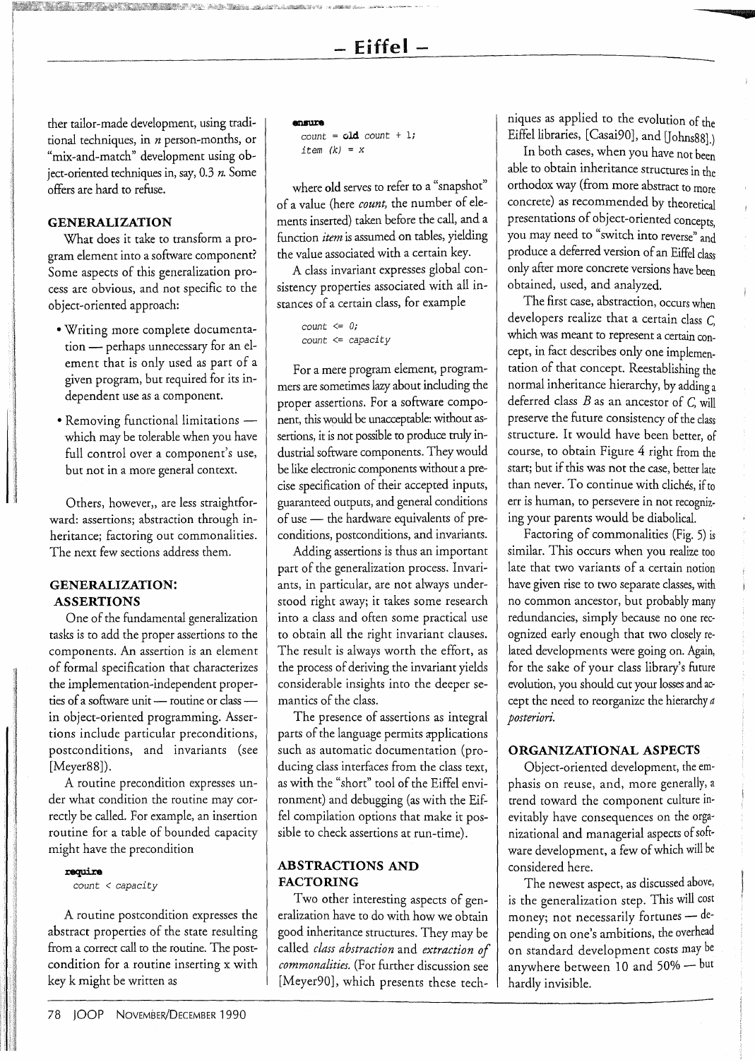ther tailor-made development, using traditional techniques, in *n* person-months, or "mix-and-match" development using object-oriented techniques in, say, 0.3 *n*. Some offers are hard to refuse.

## GENERALIZATION

What does it take to transform a program element into a software component? Some aspects of this generalization process are obvious, and not specific to the object-oriented approach:

- Writing more complete documentation — perhaps unnecessary for an element that is only used as part of a given program, but required for its independent use as a component.
- Removing functional limitations — which may be tolerable when you have full control over a component's use, but not in a more general context.

Others, however,, are less straightforward: assertions; abstraction through inheritance; factoring out commonalities. The next few sections address them.

## GENERALIZATION: ASSERTIONS

One of the fundamental generalization tasks is to add the proper assertions to the components. An assertion is an element of formal specification that characterizes the implementation-independent properties of a software unit — routine or class — in object-oriented programming. Assertions include particular preconditions, postconditions, and invariants (see [Meyer88]).

A routine precondition expresses under what condition the routine may correctly be called. For example, an insertion routine for a table of bounded capacity might have the precondition

```
require
    count < capacity
```

A routine postcondition expresses the abstract properties of the state resulting from a correct call to the routine. The postcondition for a routine inserting x with key k might be written as

```
ensure
    count = old count + 1;
    item (k) = x
```

where old serves to refer to a "snapshot" of a value (here *count*, the number of elements inserted) taken before the call, and a function *item* is assumed on tables, yielding the value associated with a certain key.

A class invariant expresses global consistency properties associated with all instances of a certain class, for example

```
count <= 0;
count <= capacity
```

For a mere program element, programmers are sometimes lazy about including the proper assertions. For a software component, this would be unacceptable: without assertions, it is not possible to produce truly industrial software components. They would be like electronic components without a precise specification of their accepted inputs, guaranteed outputs, and general conditions of use — the hardware equivalents of preconditions, postconditions, and invariants.

Adding assertions is thus an important part of the generalization process. Invariants, in particular, are not always understood right away; it takes some research into a class and often some practical use to obtain all the right invariant clauses. The result is always worth the effort, as the process of deriving the invariant yields considerable insights into the deeper semantics of the class.

The presence of assertions as integral parts of the language permits applications such as automatic documentation (producing class interfaces from the class text, as with the "short" tool of the Eiffel environment) and debugging (as with the Eiffel compilation options that make it possible to check assertions at run-time).

## ABSTRACTIONS AND FACTORING

Two other interesting aspects of generalization have to do with how we obtain good inheritance structures. They may be called *class abstraction* and *extraction of commonalities*. (For further discussion see [Meyer90], which presents these techniques as applied to the evolution of the Eiffel libraries, [Casai90], and [Johns88].)

In both cases, when you have not been able to obtain inheritance structures in the orthodox way (from more abstract to more concrete) as recommended by theoretical presentations of object-oriented concepts, you may need to "switch into reverse" and produce a deferred version of an Eiffel class only after more concrete versions have been obtained, used, and analyzed.

The first case, abstraction, occurs when developers realize that a certain class *C*, which was meant to represent a certain concept, in fact describes only one implementation of that concept. Reestablishing the normal inheritance hierarchy, by adding a deferred class *B* as an ancestor of *C*, will preserve the future consistency of the class structure. It would have been better, of course, to obtain Figure 4 right from the start; but if this was not the case, better late than never. To continue with clichés, if to err is human, to persevere in not recognizing your parents would be diabolical.

Factoring of commonalities (Fig. 5) is similar. This occurs when you realize too late that two variants of a certain notion have given rise to two separate classes, with no common ancestor, but probably many redundancies, simply because no one recognized early enough that two closely related developments were going on. Again, for the sake of your class library's future evolution, you should cut your losses and accept the need to reorganize the hierarchy *a posteriori*.

## ORGANIZATIONAL ASPECTS

Object-oriented development, the emphasis on reuse, and, more generally, a trend toward the component culture inevitably have consequences on the organizational and managerial aspects of software development, a few of which will be considered here.

The newest aspect, as discussed above, is the generalization step. This will cost money; not necessarily fortunes — depending on one's ambitions, the overhead on standard development costs may be anywhere between 10 and 50% — but hardly invisible.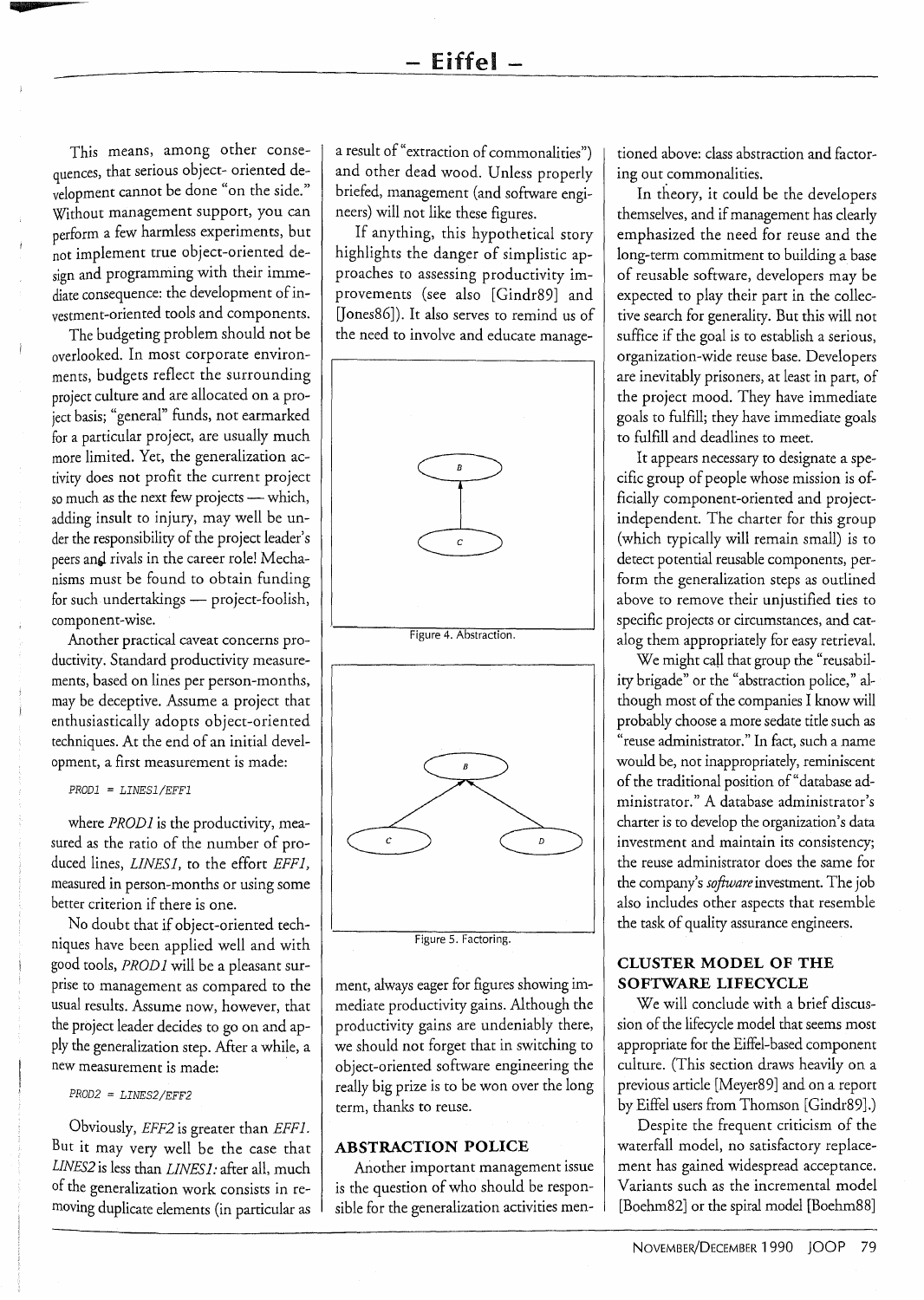This means, among other consequences, that serious object- oriented development cannot be done "on the side." Without management support, you can perform a few harmless experiments, but not implement true object-oriented design and programming with their immediate consequence: the development of investment-oriented tools and components.

The budgeting problem should not be overlooked. In most corporate environments, budgets reflect the surrounding project culture and are allocated on a project basis; "general" funds, not earmarked for a particular project, are usually much more limited. Yet, the generalization activity does not profit the current project so much as the next few projects — which, adding insult to injury, may well be under the responsibility of the project leader's peers and rivals in the career role! Mechanisms must be found to obtain funding for such undertakings — project-foolish, component-wise.

Another practical caveat concerns productivity. Standard productivity measurements, based on lines per person-months, may be deceptive. Assume a project that enthusiastically adopts object-oriented techniques. At the end of an initial development, a first measurement is made:

```
PROD1 = LINES1/EFF1
```

where *PROD1* is the productivity, measured as the ratio of the number of produced lines, *LINES1*, to the effort *EFF1*, measured in person-months or using some better criterion if there is one.

No doubt that if object-oriented techniques have been applied well and with good tools, *PROD1* will be a pleasant surprise to management as compared to the usual results. Assume now, however, that the project leader decides to go on and apply the generalization step. After a while, a new measurement is made:

```
PROD2 = LINES2/EFF2
```

Obviously, *EFF2* is greater than *EFF1*. But it may very well be the case that *LINES2* is less than *LINES1*: after all, much of the generalization work consists in removing duplicate elements (in particular as a result of "extraction of commonalities") and other dead wood. Unless properly briefed, management (and software engineers) will not like these figures.

If anything, this hypothetical story highlights the danger of simplistic approaches to assessing productivity improvements (see also [Gindr89] and [Jones86]). It also serves to remind us of the need to involve and educate management, always eager for figures showing immediate productivity gains. Although the productivity gains are undeniably there, we should not forget that in switching to object-oriented software engineering the really big prize is to be won over the long term, thanks to reuse.

Figure 4. Abstraction.

Figure 5. Factoring.

## ABSTRACTION POLICE

Another important management issue is the question of who should be responsible for the generalization activities mentioned above: class abstraction and factoring out commonalities.

In theory, it could be the developers themselves, and if management has clearly emphasized the need for reuse and the long-term commitment to building a base of reusable software, developers may be expected to play their part in the collective search for generality. But this will not suffice if the goal is to establish a serious, organization-wide reuse base. Developers are inevitably prisoners, at least in part, of the project mood. They have immediate goals to fulfill; they have immediate goals to fulfill and deadlines to meet.

It appears necessary to designate a specific group of people whose mission is officially component-oriented and project-independent. The charter for this group (which typically will remain small) is to detect potential reusable components, perform the generalization steps as outlined above to remove their unjustified ties to specific projects or circumstances, and catalog them appropriately for easy retrieval.

We might call that group the "reusability brigade" or the "abstraction police," although most of the companies I know will probably choose a more sedate title such as "reuse administrator." In fact, such a name would be, not inappropriately, reminiscent of the traditional position of "database administrator." A database administrator's charter is to develop the organization's data investment and maintain its consistency; the reuse administrator does the same for the company's *software* investment. The job also includes other aspects that resemble the task of quality assurance engineers.

## CLUSTER MODEL OF THE SOFTWARE LIFECYCLE

We will conclude with a brief discussion of the lifecycle model that seems most appropriate for the Eiffel-based component culture. (This section draws heavily on a previous article [Meyer89] and on a report by Eiffel users from Thomson [Gindr89].)

Despite the frequent criticism of the waterfall model, no satisfactory replacement has gained widespread acceptance. Variants such as the incremental model [Boehm82] or the spiral model [Boehm88]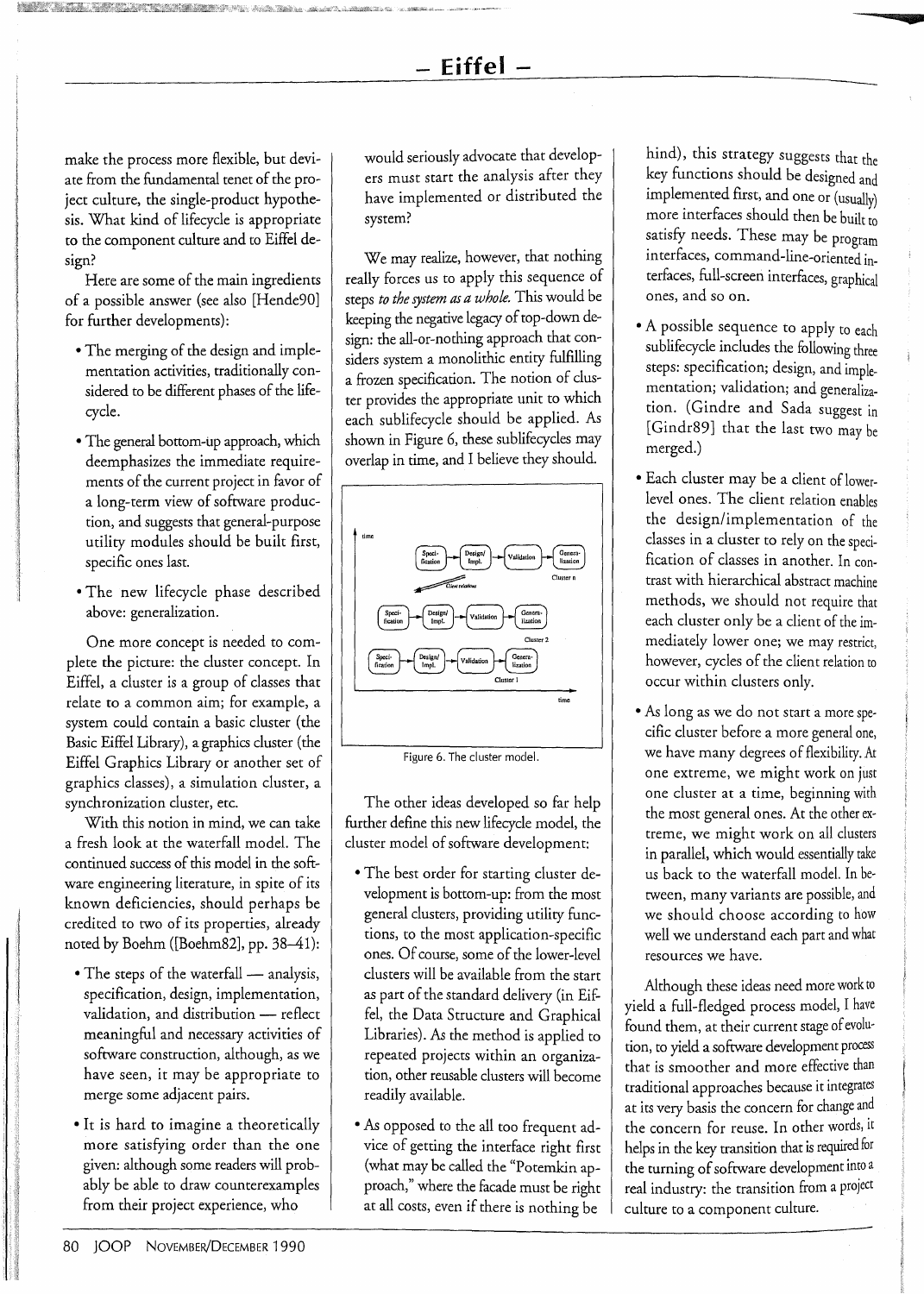make the process more flexible, but deviate from the fundamental tenet of the project culture, the single-product hypothesis. What kind of lifecycle is appropriate to the component culture and to Eiffel design?

Here are some of the main ingredients of a possible answer (see also [Hende90] for further developments):

- The merging of the design and implementation activities, traditionally considered to be different phases of the lifecycle.
- The general bottom-up approach, which deemphasizes the immediate requirements of the current project in favor of a long-term view of software production, and suggests that general-purpose utility modules should be built first, specific ones last.
- The new lifecycle phase described above: generalization.

One more concept is needed to complete the picture: the cluster concept. In Eiffel, a cluster is a group of classes that relate to a common aim; for example, a system could contain a basic cluster (the Basic Eiffel Library), a graphics cluster (the Eiffel Graphics Library or another set of graphics classes), a simulation cluster, a synchronization cluster, etc.

With this notion in mind, we can take a fresh look at the waterfall model. The continued success of this model in the software engineering literature, in spite of its known deficiencies, should perhaps be credited to two of its properties, already noted by Boehm ([Boehm82], pp. 38–41):

- The steps of the waterfall — analysis, specification, design, implementation, validation, and distribution — reflect meaningful and necessary activities of software construction, although, as we have seen, it may be appropriate to merge some adjacent pairs.
- It is hard to imagine a theoretically more satisfying order than the one given: although some readers will probably be able to draw counterexamples from their project experience, who would seriously advocate that developers must start the analysis after they have implemented or distributed the system?

We may realize, however, that nothing really forces us to apply this sequence of steps *to the system as a whole*. This would be keeping the negative legacy of top-down design: the all-or-nothing approach that considers system a monolithic entity fulfilling a frozen specification. The notion of cluster provides the appropriate unit to which each sublifecycle should be applied. As shown in Figure 6, these sublifecycles may overlap in time, and I believe they should.

Figure 6. The cluster model.

The other ideas developed so far help further define this new lifecycle model, the cluster model of software development:

- The best order for starting cluster development is bottom-up: from the most general clusters, providing utility functions, to the most application-specific ones. Of course, some of the lower-level clusters will be available from the start as part of the standard delivery (in Eiffel, the Data Structure and Graphical Libraries). As the method is applied to repeated projects within an organization, other reusable clusters will become readily available.
- As opposed to the all too frequent advice of getting the interface right first (what may be called the "Potemkin approach," where the facade must be right at all costs, even if there is nothing behind), this strategy suggests that the key functions should be designed and implemented first, and one or (usually) more interfaces should then be built to satisfy needs. These may be program interfaces, command-line-oriented interfaces, full-screen interfaces, graphical ones, and so on.
- A possible sequence to apply to each sublifecycle includes the following three steps: specification; design, and implementation; validation; and generalization. (Gindre and Sada suggest in [Gindr89] that the last two may be merged.)
- Each cluster may be a client of lower-level ones. The client relation enables the design/implementation of the classes in a cluster to rely on the specification of classes in another. In contrast with hierarchical abstract machine methods, we should not require that each cluster only be a client of the immediately lower one; we may restrict, however, cycles of the client relation to occur within clusters only.
- As long as we do not start a more specific cluster before a more general one, we have many degrees of flexibility. At one extreme, we might work on just one cluster at a time, beginning with the most general ones. At the other extreme, we might work on all clusters in parallel, which would essentially take us back to the waterfall model. In between, many variants are possible, and we should choose according to how well we understand each part and what resources we have.

Although these ideas need more work to yield a full-fledged process model, I have found them, at their current stage of evolution, to yield a software development process that is smoother and more effective than traditional approaches because it integrates at its very basis the concern for change and the concern for reuse. In other words, it helps in the key transition that is required for the turning of software development into a real industry: the transition from a project culture to a component culture.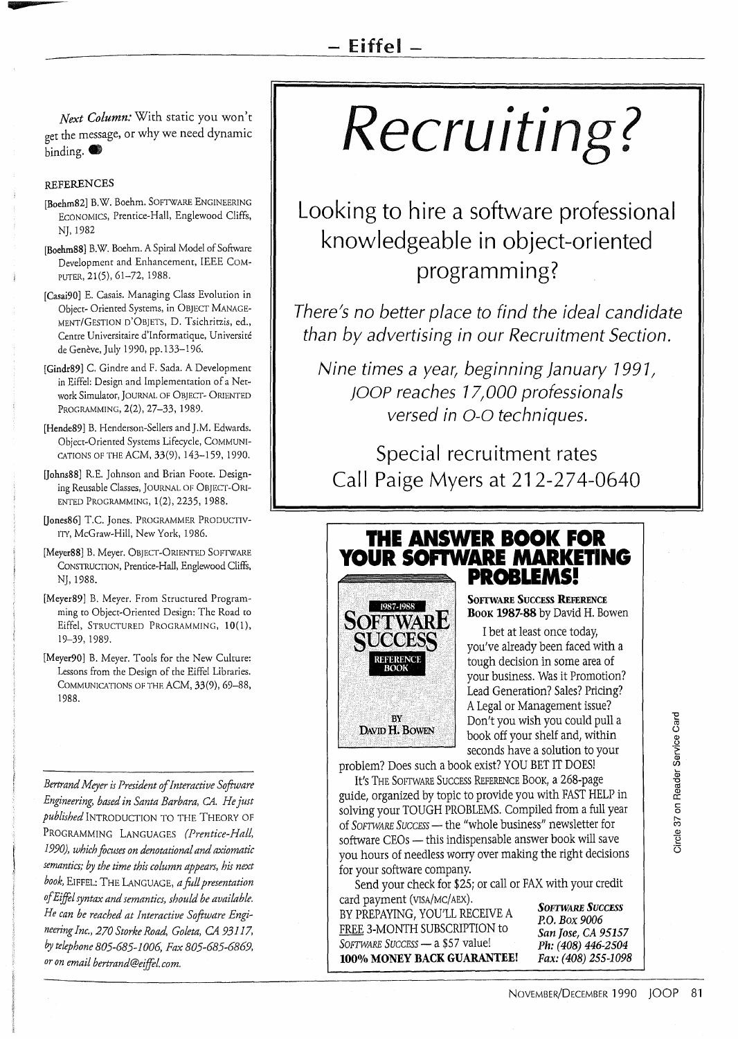*Next Column:* With static you won't get the message, or why we need dynamic binding.

REFERENCES

[Boehm82] B.W. Boehm. SOFTWARE ENGINEERING ECONOMICS, Prentice-Hall, Englewood Cliffs, NJ, 1982

[Boehm88] B.W. Boehm. A Spiral Model of Software Development and Enhancement, IEEE COMPUTER, 21(5), 61–72, 1988.

[Casai90] E. Casais. Managing Class Evolution in Object- Oriented Systems, in OBJECT MANAGEMENT/GESTION D'OBJETS, D. Tsichritzis, ed., Centre Universitaire d'Informatique, Université de Genève, July 1990, pp.133–196.

[Gindr89] C. Gindre and F. Sada. A Development in Eiffel: Design and Implementation of a Network Simulator, JOURNAL OF OBJECT- ORIENTED PROGRAMMING, 2(2), 27–33, 1989.

[Hende89] B. Henderson-Sellers and J.M. Edwards. Object-Oriented Systems Lifecycle, COMMUNICATIONS OF THE ACM, 33(9), 143–159, 1990.

[Johns88] R.E. Johnson and Brian Foote. Designing Reusable Classes, JOURNAL OF OBJECT-ORIENTED PROGRAMMING, 1(2), 2235, 1988.

[Jones86] T.C. Jones. PROGRAMMER PRODUCTIVITY, McGraw-Hill, New York, 1986.

[Meyer88] B. Meyer. OBJECT-ORIENTED SOFTWARE CONSTRUCTION, Prentice-Hall, Englewood Cliffs, NJ, 1988.

[Meyer89] B. Meyer. From Structured Programming to Object-Oriented Design: The Road to Eiffel, STRUCTURED PROGRAMMING, 10(1), 19–39, 1989.

[Meyer90] B. Meyer. Tools for the New Culture: Lessons from the Design of the Eiffel Libraries. COMMUNICATIONS OF THE ACM, 33(9), 69–88, 1988.

---

*Bertrand Meyer is President of Interactive Software Engineering, based in Santa Barbara, CA. He just published* INTRODUCTION TO THE THEORY OF PROGRAMMING LANGUAGES *(Prentice-Hall, 1990), which focuses on denotational and axiomatic semantics; by the time this column appears, his next book,* EIFFEL: THE LANGUAGE, *a full presentation of Eiffel syntax and semantics, should be available. He can be reached at Interactive Software Engineering Inc., 270 Storke Road, Goleta, CA 93117, by telephone 805-685-1006, Fax 805-685-6869, or on email bertrand@eiffel.com.*

---

# *Recruiting?*

## Looking to hire a software professional knowledgeable in object-oriented programming?

*There's no better place to find the ideal candidate than by advertising in our Recruitment Section.*

*Nine times a year, beginning January 1991, JOOP reaches 17,000 professionals versed in O-O techniques.*

Special recruitment rates
Call Paige Myers at 212-274-0640

---

## THE ANSWER BOOK FOR YOUR SOFTWARE MARKETING PROBLEMS!

1987-1988 SOFTWARE SUCCESS REFERENCE BOOK BY DAVID H. BOWEN

**SOFTWARE SUCCESS REFERENCE BOOK 1987-88** by David H. Bowen

I bet at least once today, you've already been faced with a tough decision in some area of your business. Was it Promotion? Lead Generation? Sales? Pricing? A Legal or Management issue? Don't you wish you could pull a book off your shelf and, within seconds have a solution to your problem? Does such a book exist? YOU BET IT DOES!

It's THE SOFTWARE SUCCESS REFERENCE BOOK, a 268-page guide, organized by topic to provide you with FAST HELP in solving your TOUGH PROBLEMS. Compiled from a full year of *SOFTWARE SUCCESS* — the "whole business" newsletter for software CEOs — this indispensable answer book will save you hours of needless worry over making the right decisions for your software company.

Send your check for $25; or call or FAX with your credit card payment (VISA/MC/AEX).

BY PREPAYING, YOU'LL RECEIVE A FREE 3-MONTH SUBSCRIPTION to *SOFTWARE SUCCESS* — a $57 value!

**100% MONEY BACK GUARANTEE!**

*SOFTWARE SUCCESS*
*P.O. Box 9006*
*San Jose, CA 95157*
*Ph: (408) 446-2504*
*Fax: (408) 255-1098*

Circle 37 on Reader Service Card